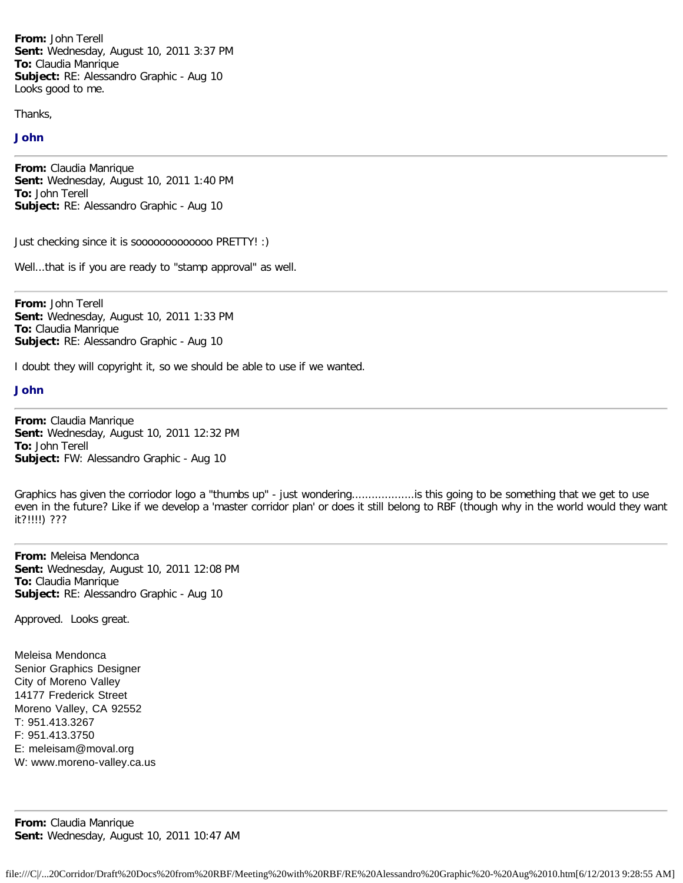**From:** John Terell
**Sent:** Wednesday, August 10, 2011 3:37 PM
**To:** Claudia Manrique
**Subject:** RE: Alessandro Graphic - Aug 10
Looks good to me.

Thanks,

**John**

---

**From:** Claudia Manrique
**Sent:** Wednesday, August 10, 2011 1:40 PM
**To:** John Terell
**Subject:** RE: Alessandro Graphic - Aug 10

Just checking since it is sooooooooooooo PRETTY! :)

Well...that is if you are ready to "stamp approval" as well.

---

**From:** John Terell
**Sent:** Wednesday, August 10, 2011 1:33 PM
**To:** Claudia Manrique
**Subject:** RE: Alessandro Graphic - Aug 10

I doubt they will copyright it, so we should be able to use if we wanted.

**John**

---

**From:** Claudia Manrique
**Sent:** Wednesday, August 10, 2011 12:32 PM
**To:** John Terell
**Subject:** FW: Alessandro Graphic - Aug 10

Graphics has given the corriodor logo a "thumbs up" - just wondering..................is this going to be something that we get to use even in the future? Like if we develop a 'master corridor plan' or does it still belong to RBF (though why in the world would they want it?!!!!) ???

---

**From:** Meleisa Mendonca
**Sent:** Wednesday, August 10, 2011 12:08 PM
**To:** Claudia Manrique
**Subject:** RE: Alessandro Graphic - Aug 10

Approved. Looks great.

Meleisa Mendonca
Senior Graphics Designer
City of Moreno Valley
14177 Frederick Street
Moreno Valley, CA 92552
T: 951.413.3267
F: 951.413.3750
E: meleisam@moval.org
W: www.moreno-valley.ca.us

---

**From:** Claudia Manrique
**Sent:** Wednesday, August 10, 2011 10:47 AM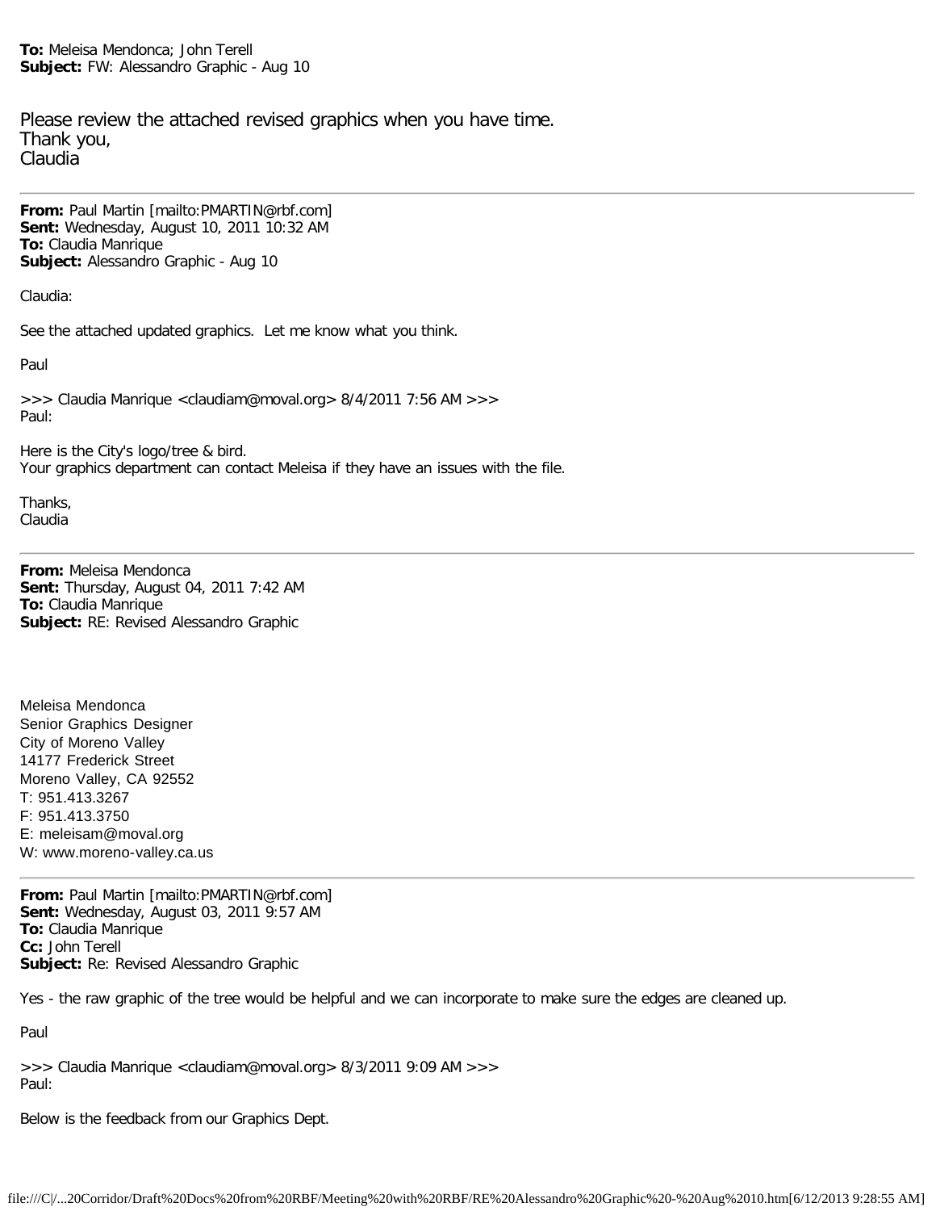**To:** Meleisa Mendonca; John Terell
**Subject:** FW: Alessandro Graphic - Aug 10

Please review the attached revised graphics when you have time.
Thank you,
Claudia

---

**From:** Paul Martin [mailto:PMARTIN@rbf.com]
**Sent:** Wednesday, August 10, 2011 10:32 AM
**To:** Claudia Manrique
**Subject:** Alessandro Graphic - Aug 10

Claudia:

See the attached updated graphics. Let me know what you think.

Paul

>>> Claudia Manrique <claudiam@moval.org> 8/4/2011 7:56 AM >>>
Paul:

Here is the City's logo/tree & bird.
Your graphics department can contact Meleisa if they have an issues with the file.

Thanks,
Claudia

---

**From:** Meleisa Mendonca
**Sent:** Thursday, August 04, 2011 7:42 AM
**To:** Claudia Manrique
**Subject:** RE: Revised Alessandro Graphic

Meleisa Mendonca
Senior Graphics Designer
City of Moreno Valley
14177 Frederick Street
Moreno Valley, CA 92552
T: 951.413.3267
F: 951.413.3750
E: meleisam@moval.org
W: www.moreno-valley.ca.us

---

**From:** Paul Martin [mailto:PMARTIN@rbf.com]
**Sent:** Wednesday, August 03, 2011 9:57 AM
**To:** Claudia Manrique
**Cc:** John Terell
**Subject:** Re: Revised Alessandro Graphic

Yes - the raw graphic of the tree would be helpful and we can incorporate to make sure the edges are cleaned up.

Paul

>>> Claudia Manrique <claudiam@moval.org> 8/3/2011 9:09 AM >>>
Paul:

Below is the feedback from our Graphics Dept.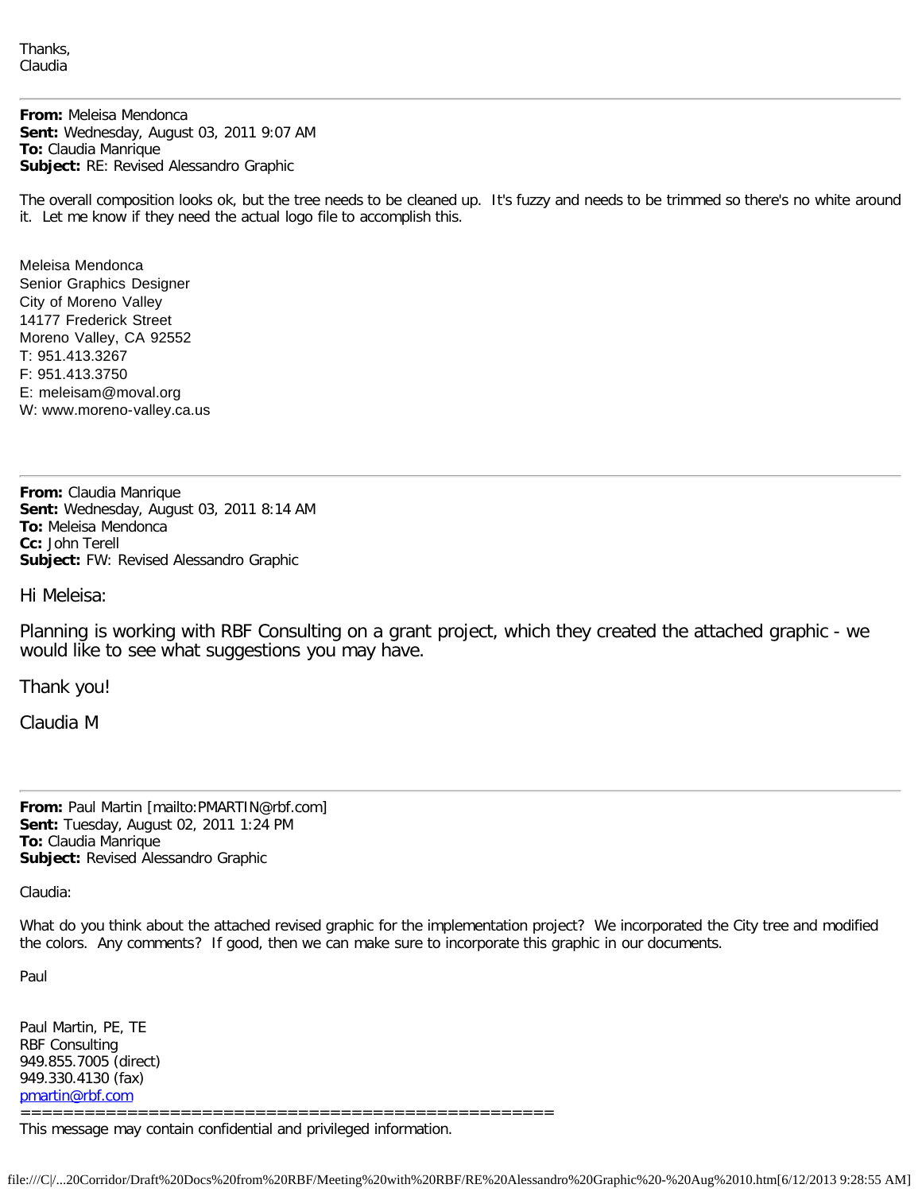Thanks,
Claudia

---

**From:** Meleisa Mendonca
**Sent:** Wednesday, August 03, 2011 9:07 AM
**To:** Claudia Manrique
**Subject:** RE: Revised Alessandro Graphic

The overall composition looks ok, but the tree needs to be cleaned up. It's fuzzy and needs to be trimmed so there's no white around it. Let me know if they need the actual logo file to accomplish this.

Meleisa Mendonca
Senior Graphics Designer
City of Moreno Valley
14177 Frederick Street
Moreno Valley, CA 92552
T: 951.413.3267
F: 951.413.3750
E: meleisam@moval.org
W: www.moreno-valley.ca.us

---

**From:** Claudia Manrique
**Sent:** Wednesday, August 03, 2011 8:14 AM
**To:** Meleisa Mendonca
**Cc:** John Terell
**Subject:** FW: Revised Alessandro Graphic

Hi Meleisa:

Planning is working with RBF Consulting on a grant project, which they created the attached graphic - we would like to see what suggestions you may have.

Thank you!

Claudia M

---

**From:** Paul Martin [mailto:PMARTIN@rbf.com]
**Sent:** Tuesday, August 02, 2011 1:24 PM
**To:** Claudia Manrique
**Subject:** Revised Alessandro Graphic

Claudia:

What do you think about the attached revised graphic for the implementation project? We incorporated the City tree and modified the colors. Any comments? If good, then we can make sure to incorporate this graphic in our documents.

Paul

Paul Martin, PE, TE
RBF Consulting
949.855.7005 (direct)
949.330.4130 (fax)
pmartin@rbf.com
==================================================
This message may contain confidential and privileged information.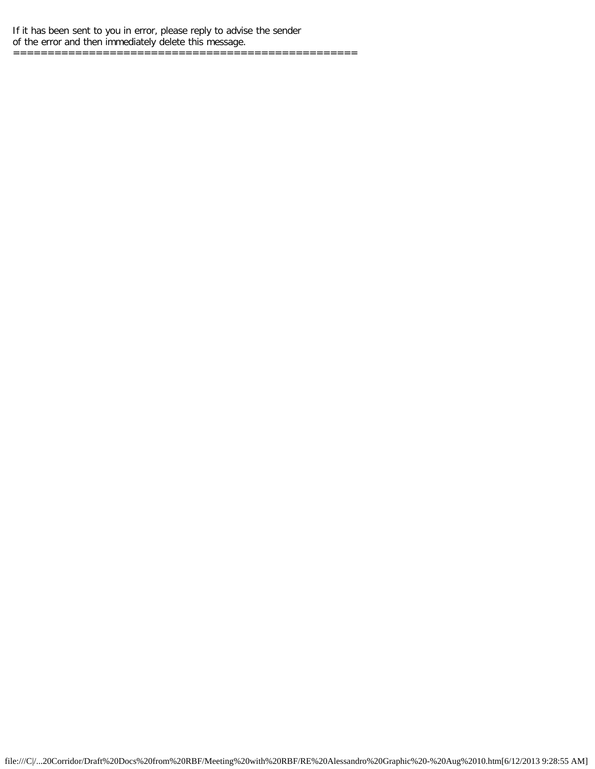If it has been sent to you in error, please reply to advise the sender
of the error and then immediately delete this message.
==================================================